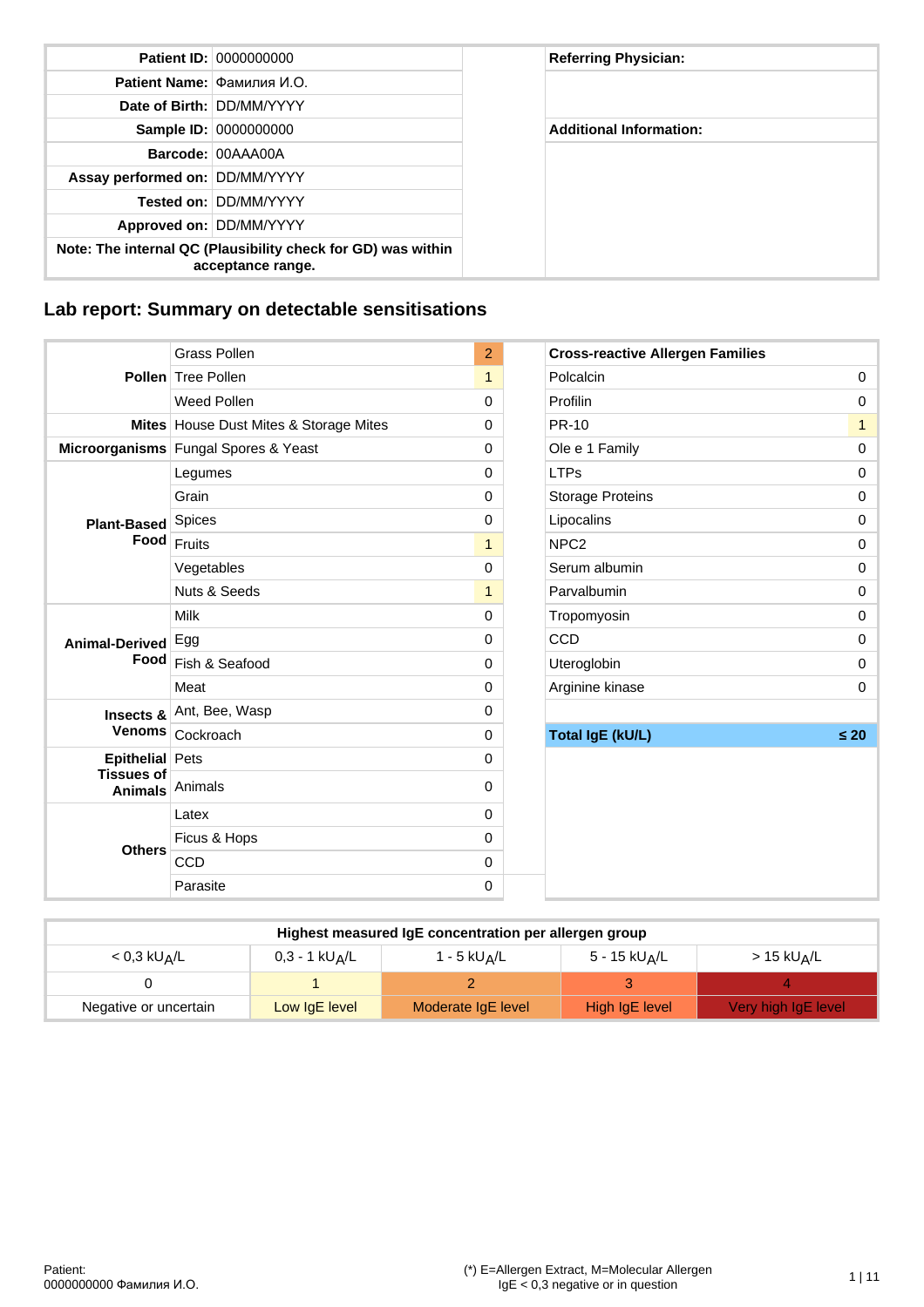| | | | |
|---|---|---|---|
| **Patient ID:** | 0000000000 | | **Referring Physician:** |
| **Patient Name:** | Фамилия И.О. | | |
| **Date of Birth:** | DD/MM/YYYY | | |
| **Sample ID:** | 0000000000 | | **Additional Information:** |
| **Barcode:** | 00AAA00A | | |
| **Assay performed on:** | DD/MM/YYYY | | |
| **Tested on:** | DD/MM/YYYY | | |
| **Approved on:** | DD/MM/YYYY | | |
| **Note: The internal QC (Plausibility check for GD) was within acceptance range.** | | | |

## Lab report: Summary on detectable sensitisations

| | | |
|---|---|---|
| **Pollen** | Grass Pollen | 2 |
| | Tree Pollen | 1 |
| | Weed Pollen | 0 |
| **Mites** | House Dust Mites & Storage Mites | 0 |
| **Microorganisms** | Fungal Spores & Yeast | 0 |
| **Plant-Based Food** | Legumes | 0 |
| | Grain | 0 |
| | Spices | 0 |
| | Fruits | 1 |
| | Vegetables | 0 |
| | Nuts & Seeds | 1 |
| **Animal-Derived Food** | Milk | 0 |
| | Egg | 0 |
| | Fish & Seafood | 0 |
| | Meat | 0 |
| **Insects & Venoms** | Ant, Bee, Wasp | 0 |
| | Cockroach | 0 |
| **Epithelial Tissues of Animals** | Pets | 0 |
| | Animals | 0 |
| **Others** | Latex | 0 |
| | Ficus & Hops | 0 |
| | CCD | 0 |
| | Parasite | 0 |

| **Cross-reactive Allergen Families** | |
|---|---|
| Polcalcin | 0 |
| Profilin | 0 |
| PR-10 | 1 |
| Ole e 1 Family | 0 |
| LTPs | 0 |
| Storage Proteins | 0 |
| Lipocalins | 0 |
| NPC2 | 0 |
| Serum albumin | 0 |
| Parvalbumin | 0 |
| Tropomyosin | 0 |
| CCD | 0 |
| Uteroglobin | 0 |
| Arginine kinase | 0 |
| **Total IgE (kU/L)** | **≤ 20** |

| **Highest measured IgE concentration per allergen group** | | | | |
|---|---|---|---|---|
| < 0,3 $kU_A/L$ | 0,3 - 1 $kU_A/L$ | 1 - 5 $kU_A/L$ | 5 - 15 $kU_A/L$ | > 15 $kU_A/L$ |
| 0 | 1 | 2 | 3 | 4 |
| Negative or uncertain | Low IgE level | Moderate IgE level | High IgE level | Very high IgE level |

Patient:
0000000000 Фамилия И.О.

(*) E=Allergen Extract, M=Molecular Allergen
IgE < 0,3 negative or in question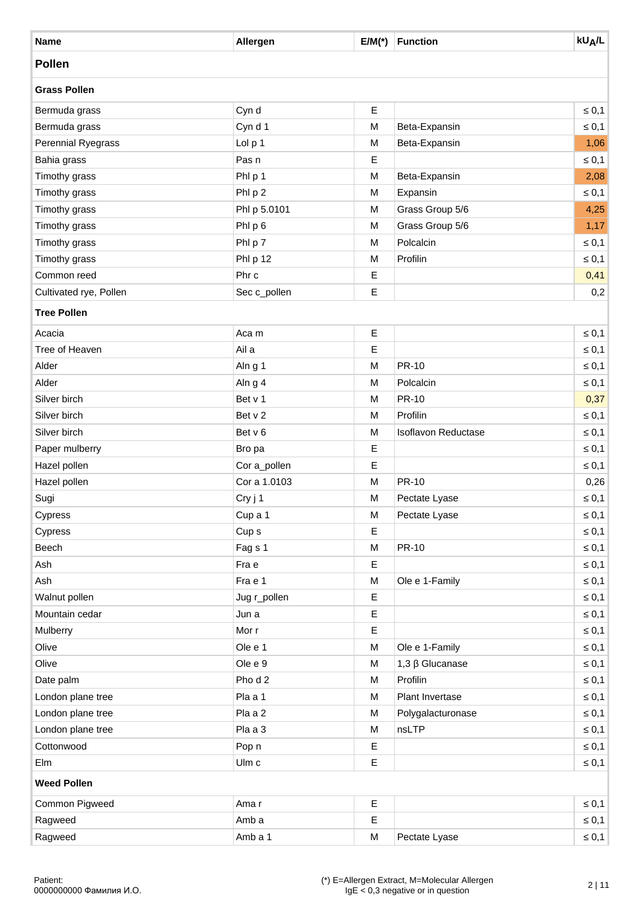| Name | Allergen | E/M(*) | Function | $kU_A/L$ |
|---|---|---|---|---|
| **Pollen** | | | | |
| **Grass Pollen** | | | | |
| Bermuda grass | Cyn d | E | | ≤ 0,1 |
| Bermuda grass | Cyn d 1 | M | Beta-Expansin | ≤ 0,1 |
| Perennial Ryegrass | Lol p 1 | M | Beta-Expansin | 1,06 |
| Bahia grass | Pas n | E | | ≤ 0,1 |
| Timothy grass | Phl p 1 | M | Beta-Expansin | 2,08 |
| Timothy grass | Phl p 2 | M | Expansin | ≤ 0,1 |
| Timothy grass | Phl p 5.0101 | M | Grass Group 5/6 | 4,25 |
| Timothy grass | Phl p 6 | M | Grass Group 5/6 | 1,17 |
| Timothy grass | Phl p 7 | M | Polcalcin | ≤ 0,1 |
| Timothy grass | Phl p 12 | M | Profilin | ≤ 0,1 |
| Common reed | Phr c | E | | 0,41 |
| Cultivated rye, Pollen | Sec c_pollen | E | | 0,2 |
| **Tree Pollen** | | | | |
| Acacia | Aca m | E | | ≤ 0,1 |
| Tree of Heaven | Ail a | E | | ≤ 0,1 |
| Alder | Aln g 1 | M | PR-10 | ≤ 0,1 |
| Alder | Aln g 4 | M | Polcalcin | ≤ 0,1 |
| Silver birch | Bet v 1 | M | PR-10 | 0,37 |
| Silver birch | Bet v 2 | M | Profilin | ≤ 0,1 |
| Silver birch | Bet v 6 | M | Isoflavon Reductase | ≤ 0,1 |
| Paper mulberry | Bro pa | E | | ≤ 0,1 |
| Hazel pollen | Cor a_pollen | E | | ≤ 0,1 |
| Hazel pollen | Cor a 1.0103 | M | PR-10 | 0,26 |
| Sugi | Cry j 1 | M | Pectate Lyase | ≤ 0,1 |
| Cypress | Cup a 1 | M | Pectate Lyase | ≤ 0,1 |
| Cypress | Cup s | E | | ≤ 0,1 |
| Beech | Fag s 1 | M | PR-10 | ≤ 0,1 |
| Ash | Fra e | E | | ≤ 0,1 |
| Ash | Fra e 1 | M | Ole e 1-Family | ≤ 0,1 |
| Walnut pollen | Jug r_pollen | E | | ≤ 0,1 |
| Mountain cedar | Jun a | E | | ≤ 0,1 |
| Mulberry | Mor r | E | | ≤ 0,1 |
| Olive | Ole e 1 | M | Ole e 1-Family | ≤ 0,1 |
| Olive | Ole e 9 | M | 1,3 β Glucanase | ≤ 0,1 |
| Date palm | Pho d 2 | M | Profilin | ≤ 0,1 |
| London plane tree | Pla a 1 | M | Plant Invertase | ≤ 0,1 |
| London plane tree | Pla a 2 | M | Polygalacturonase | ≤ 0,1 |
| London plane tree | Pla a 3 | M | nsLTP | ≤ 0,1 |
| Cottonwood | Pop n | E | | ≤ 0,1 |
| Elm | Ulm c | E | | ≤ 0,1 |
| **Weed Pollen** | | | | |
| Common Pigweed | Ama r | E | | ≤ 0,1 |
| Ragweed | Amb a | E | | ≤ 0,1 |
| Ragweed | Amb a 1 | M | Pectate Lyase | ≤ 0,1 |

Patient:
0000000000 Фамилия И.О.

(*) E=Allergen Extract, M=Molecular Allergen
IgE < 0,3 negative or in question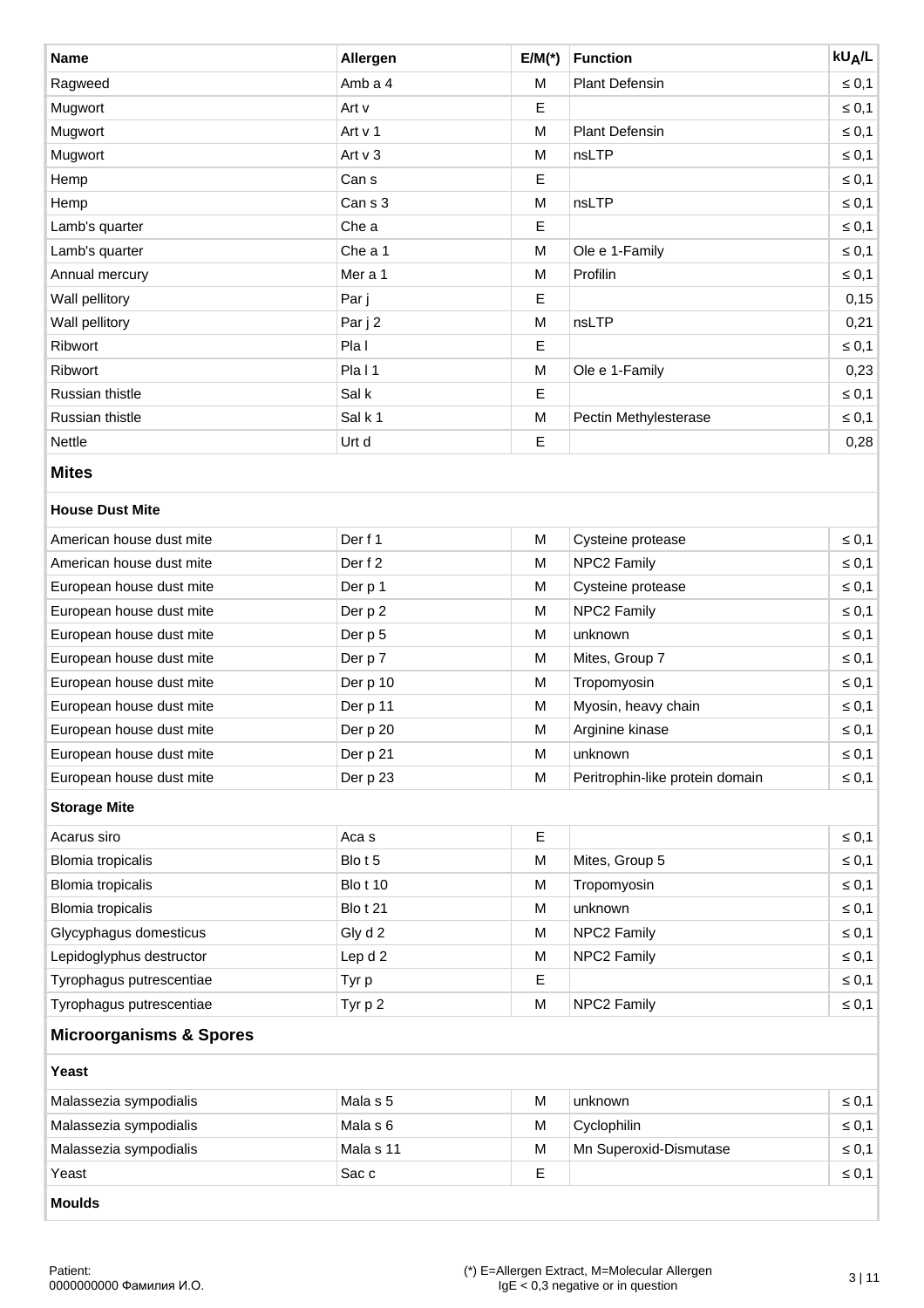| Name | Allergen | E/M(*) | Function | $kU_A/L$ |
|---|---|---|---|---|
| Ragweed | Amb a 4 | M | Plant Defensin | ≤ 0,1 |
| Mugwort | Art v | E | | ≤ 0,1 |
| Mugwort | Art v 1 | M | Plant Defensin | ≤ 0,1 |
| Mugwort | Art v 3 | M | nsLTP | ≤ 0,1 |
| Hemp | Can s | E | | ≤ 0,1 |
| Hemp | Can s 3 | M | nsLTP | ≤ 0,1 |
| Lamb's quarter | Che a | E | | ≤ 0,1 |
| Lamb's quarter | Che a 1 | M | Ole e 1-Family | ≤ 0,1 |
| Annual mercury | Mer a 1 | M | Profilin | ≤ 0,1 |
| Wall pellitory | Par j | E | | 0,15 |
| Wall pellitory | Par j 2 | M | nsLTP | 0,21 |
| Ribwort | Pla l | E | | ≤ 0,1 |
| Ribwort | Pla l 1 | M | Ole e 1-Family | 0,23 |
| Russian thistle | Sal k | E | | ≤ 0,1 |
| Russian thistle | Sal k 1 | M | Pectin Methylesterase | ≤ 0,1 |
| Nettle | Urt d | E | | 0,28 |
| **Mites** | | | | |
| **House Dust Mite** | | | | |
| American house dust mite | Der f 1 | M | Cysteine protease | ≤ 0,1 |
| American house dust mite | Der f 2 | M | NPC2 Family | ≤ 0,1 |
| European house dust mite | Der p 1 | M | Cysteine protease | ≤ 0,1 |
| European house dust mite | Der p 2 | M | NPC2 Family | ≤ 0,1 |
| European house dust mite | Der p 5 | M | unknown | ≤ 0,1 |
| European house dust mite | Der p 7 | M | Mites, Group 7 | ≤ 0,1 |
| European house dust mite | Der p 10 | M | Tropomyosin | ≤ 0,1 |
| European house dust mite | Der p 11 | M | Myosin, heavy chain | ≤ 0,1 |
| European house dust mite | Der p 20 | M | Arginine kinase | ≤ 0,1 |
| European house dust mite | Der p 21 | M | unknown | ≤ 0,1 |
| European house dust mite | Der p 23 | M | Peritrophin-like protein domain | ≤ 0,1 |
| **Storage Mite** | | | | |
| Acarus siro | Aca s | E | | ≤ 0,1 |
| Blomia tropicalis | Blo t 5 | M | Mites, Group 5 | ≤ 0,1 |
| Blomia tropicalis | Blo t 10 | M | Tropomyosin | ≤ 0,1 |
| Blomia tropicalis | Blo t 21 | M | unknown | ≤ 0,1 |
| Glycyphagus domesticus | Gly d 2 | M | NPC2 Family | ≤ 0,1 |
| Lepidoglyphus destructor | Lep d 2 | M | NPC2 Family | ≤ 0,1 |
| Tyrophagus putrescentiae | Tyr p | E | | ≤ 0,1 |
| Tyrophagus putrescentiae | Tyr p 2 | M | NPC2 Family | ≤ 0,1 |
| **Microorganisms & Spores** | | | | |
| **Yeast** | | | | |
| Malassezia sympodialis | Mala s 5 | M | unknown | ≤ 0,1 |
| Malassezia sympodialis | Mala s 6 | M | Cyclophilin | ≤ 0,1 |
| Malassezia sympodialis | Mala s 11 | M | Mn Superoxid-Dismutase | ≤ 0,1 |
| Yeast | Sac c | E | | ≤ 0,1 |
| **Moulds** | | | | |

Patient:
0000000000 Фамилия И.О.

(*) E=Allergen Extract, M=Molecular Allergen
IgE < 0,3 negative or in question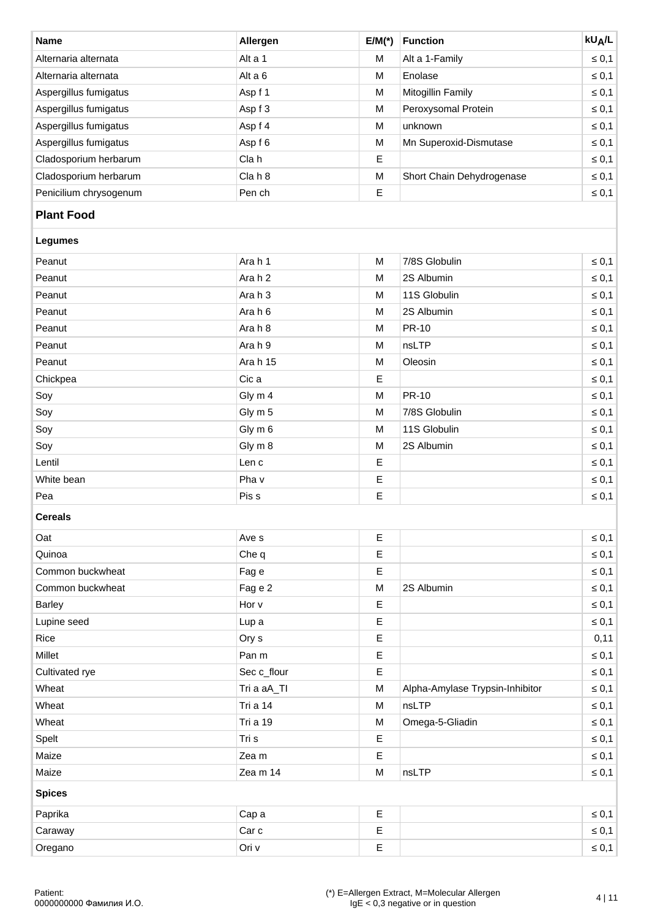| Name | Allergen | E/M(*) | Function | $kU_A/L$ |
|---|---|---|---|---|
| Alternaria alternata | Alt a 1 | M | Alt a 1-Family | ≤ 0,1 |
| Alternaria alternata | Alt a 6 | M | Enolase | ≤ 0,1 |
| Aspergillus fumigatus | Asp f 1 | M | Mitogillin Family | ≤ 0,1 |
| Aspergillus fumigatus | Asp f 3 | M | Peroxysomal Protein | ≤ 0,1 |
| Aspergillus fumigatus | Asp f 4 | M | unknown | ≤ 0,1 |
| Aspergillus fumigatus | Asp f 6 | M | Mn Superoxid-Dismutase | ≤ 0,1 |
| Cladosporium herbarum | Cla h | E | | ≤ 0,1 |
| Cladosporium herbarum | Cla h 8 | M | Short Chain Dehydrogenase | ≤ 0,1 |
| Penicilium chrysogenum | Pen ch | E | | ≤ 0,1 |
| **Plant Food** | | | | |
| **Legumes** | | | | |
| Peanut | Ara h 1 | M | 7/8S Globulin | ≤ 0,1 |
| Peanut | Ara h 2 | M | 2S Albumin | ≤ 0,1 |
| Peanut | Ara h 3 | M | 11S Globulin | ≤ 0,1 |
| Peanut | Ara h 6 | M | 2S Albumin | ≤ 0,1 |
| Peanut | Ara h 8 | M | PR-10 | ≤ 0,1 |
| Peanut | Ara h 9 | M | nsLTP | ≤ 0,1 |
| Peanut | Ara h 15 | M | Oleosin | ≤ 0,1 |
| Chickpea | Cic a | E | | ≤ 0,1 |
| Soy | Gly m 4 | M | PR-10 | ≤ 0,1 |
| Soy | Gly m 5 | M | 7/8S Globulin | ≤ 0,1 |
| Soy | Gly m 6 | M | 11S Globulin | ≤ 0,1 |
| Soy | Gly m 8 | M | 2S Albumin | ≤ 0,1 |
| Lentil | Len c | E | | ≤ 0,1 |
| White bean | Pha v | E | | ≤ 0,1 |
| Pea | Pis s | E | | ≤ 0,1 |
| **Cereals** | | | | |
| Oat | Ave s | E | | ≤ 0,1 |
| Quinoa | Che q | E | | ≤ 0,1 |
| Common buckwheat | Fag e | E | | ≤ 0,1 |
| Common buckwheat | Fag e 2 | M | 2S Albumin | ≤ 0,1 |
| Barley | Hor v | E | | ≤ 0,1 |
| Lupine seed | Lup a | E | | ≤ 0,1 |
| Rice | Ory s | E | | 0,11 |
| Millet | Pan m | E | | ≤ 0,1 |
| Cultivated rye | Sec c_flour | E | | ≤ 0,1 |
| Wheat | Tri a aA_TI | M | Alpha-Amylase Trypsin-Inhibitor | ≤ 0,1 |
| Wheat | Tri a 14 | M | nsLTP | ≤ 0,1 |
| Wheat | Tri a 19 | M | Omega-5-Gliadin | ≤ 0,1 |
| Spelt | Tri s | E | | ≤ 0,1 |
| Maize | Zea m | E | | ≤ 0,1 |
| Maize | Zea m 14 | M | nsLTP | ≤ 0,1 |
| **Spices** | | | | |
| Paprika | Cap a | E | | ≤ 0,1 |
| Caraway | Car c | E | | ≤ 0,1 |
| Oregano | Ori v | E | | ≤ 0,1 |

Patient:
0000000000 Фамилия И.О.

(*) E=Allergen Extract, M=Molecular Allergen
IgE < 0,3 negative or in question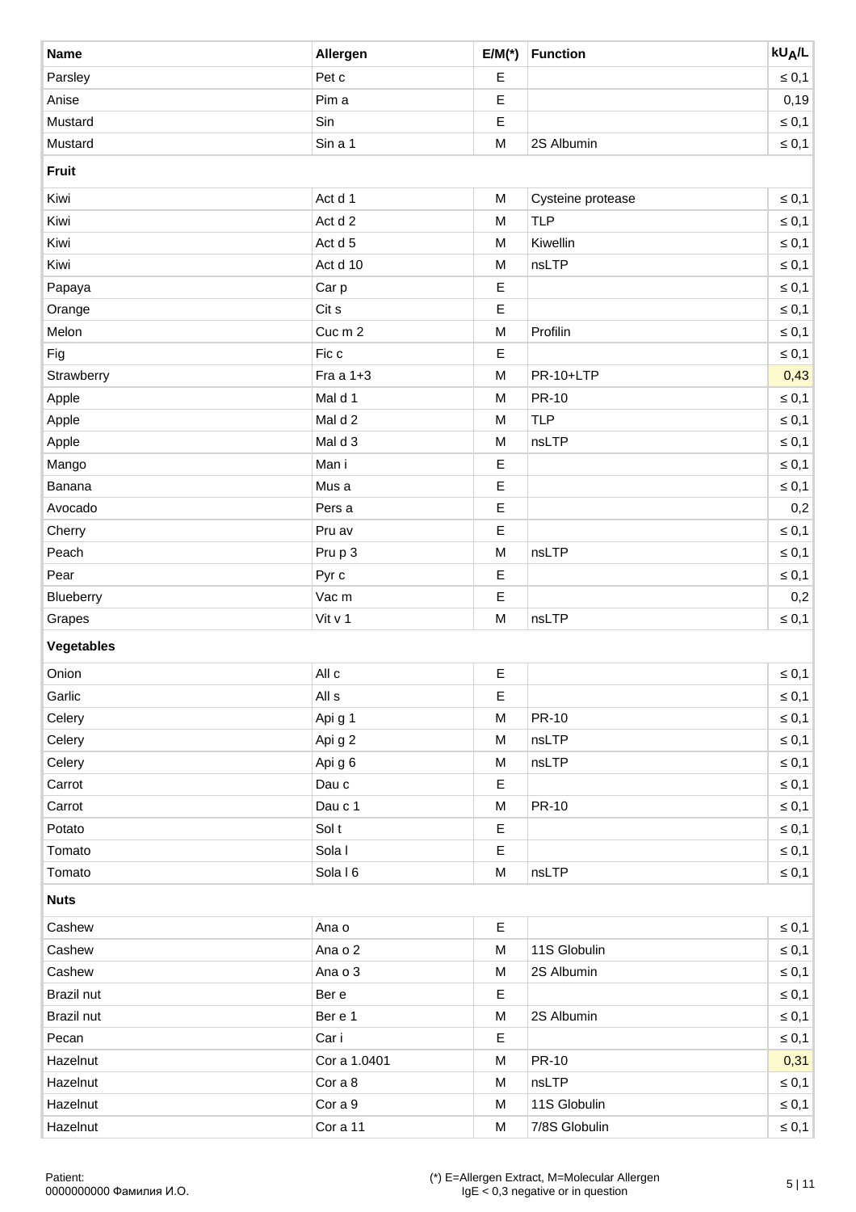| Name | Allergen | E/M(*) | Function | $kU_A/L$ |
|---|---|---|---|---|
| Parsley | Pet c | E | | ≤ 0,1 |
| Anise | Pim a | E | | 0,19 |
| Mustard | Sin | E | | ≤ 0,1 |
| Mustard | Sin a 1 | M | 2S Albumin | ≤ 0,1 |
| **Fruit** | | | | |
| Kiwi | Act d 1 | M | Cysteine protease | ≤ 0,1 |
| Kiwi | Act d 2 | M | TLP | ≤ 0,1 |
| Kiwi | Act d 5 | M | Kiwellin | ≤ 0,1 |
| Kiwi | Act d 10 | M | nsLTP | ≤ 0,1 |
| Papaya | Car p | E | | ≤ 0,1 |
| Orange | Cit s | E | | ≤ 0,1 |
| Melon | Cuc m 2 | M | Profilin | ≤ 0,1 |
| Fig | Fic c | E | | ≤ 0,1 |
| Strawberry | Fra a 1+3 | M | PR-10+LTP | 0,43 |
| Apple | Mal d 1 | M | PR-10 | ≤ 0,1 |
| Apple | Mal d 2 | M | TLP | ≤ 0,1 |
| Apple | Mal d 3 | M | nsLTP | ≤ 0,1 |
| Mango | Man i | E | | ≤ 0,1 |
| Banana | Mus a | E | | ≤ 0,1 |
| Avocado | Pers a | E | | 0,2 |
| Cherry | Pru av | E | | ≤ 0,1 |
| Peach | Pru p 3 | M | nsLTP | ≤ 0,1 |
| Pear | Pyr c | E | | ≤ 0,1 |
| Blueberry | Vac m | E | | 0,2 |
| Grapes | Vit v 1 | M | nsLTP | ≤ 0,1 |
| **Vegetables** | | | | |
| Onion | All c | E | | ≤ 0,1 |
| Garlic | All s | E | | ≤ 0,1 |
| Celery | Api g 1 | M | PR-10 | ≤ 0,1 |
| Celery | Api g 2 | M | nsLTP | ≤ 0,1 |
| Celery | Api g 6 | M | nsLTP | ≤ 0,1 |
| Carrot | Dau c | E | | ≤ 0,1 |
| Carrot | Dau c 1 | M | PR-10 | ≤ 0,1 |
| Potato | Sol t | E | | ≤ 0,1 |
| Tomato | Sola l | E | | ≤ 0,1 |
| Tomato | Sola l 6 | M | nsLTP | ≤ 0,1 |
| **Nuts** | | | | |
| Cashew | Ana o | E | | ≤ 0,1 |
| Cashew | Ana o 2 | M | 11S Globulin | ≤ 0,1 |
| Cashew | Ana o 3 | M | 2S Albumin | ≤ 0,1 |
| Brazil nut | Ber e | E | | ≤ 0,1 |
| Brazil nut | Ber e 1 | M | 2S Albumin | ≤ 0,1 |
| Pecan | Car i | E | | ≤ 0,1 |
| Hazelnut | Cor a 1.0401 | M | PR-10 | 0,31 |
| Hazelnut | Cor a 8 | M | nsLTP | ≤ 0,1 |
| Hazelnut | Cor a 9 | M | 11S Globulin | ≤ 0,1 |
| Hazelnut | Cor a 11 | M | 7/8S Globulin | ≤ 0,1 |

Patient:
0000000000 Фамилия И.О.

(*) E=Allergen Extract, M=Molecular Allergen
IgE < 0,3 negative or in question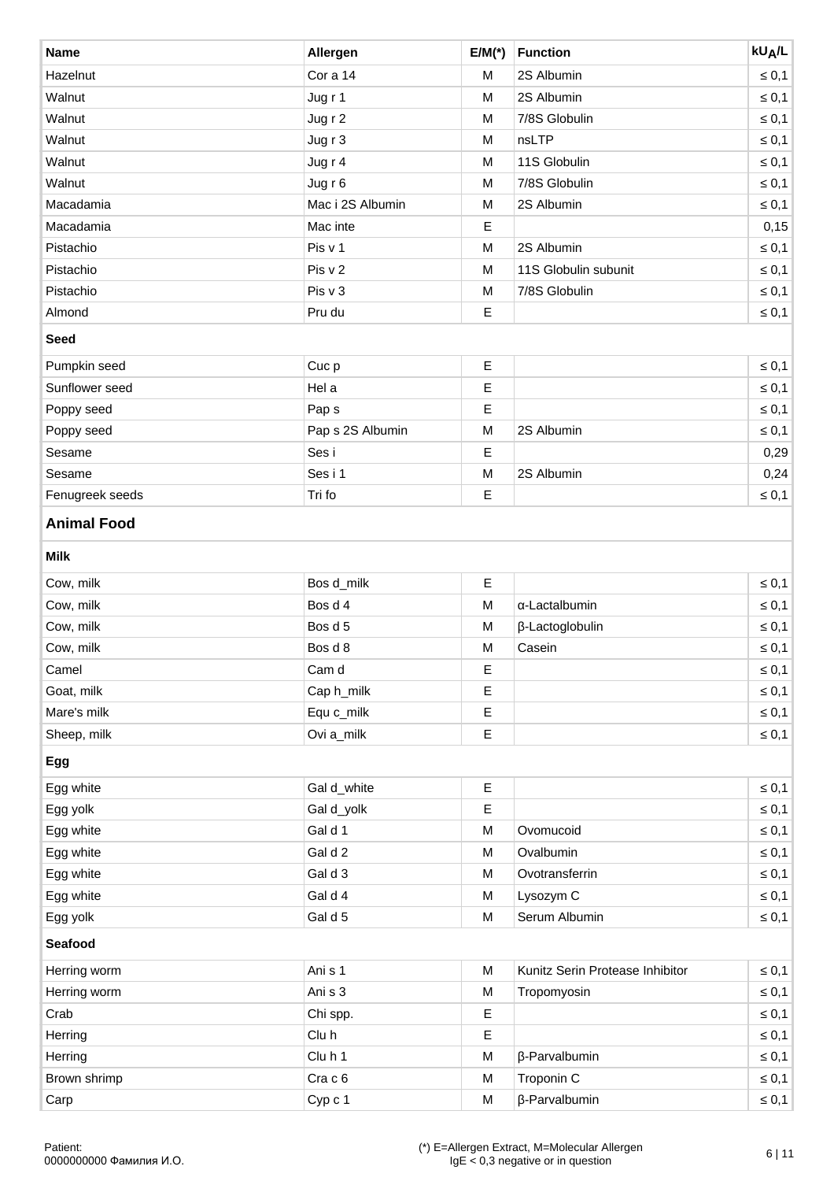| Name | Allergen | E/M(*) | Function | $kU_A/L$ |
|---|---|---|---|---|
| Hazelnut | Cor a 14 | M | 2S Albumin | ≤ 0,1 |
| Walnut | Jug r 1 | M | 2S Albumin | ≤ 0,1 |
| Walnut | Jug r 2 | M | 7/8S Globulin | ≤ 0,1 |
| Walnut | Jug r 3 | M | nsLTP | ≤ 0,1 |
| Walnut | Jug r 4 | M | 11S Globulin | ≤ 0,1 |
| Walnut | Jug r 6 | M | 7/8S Globulin | ≤ 0,1 |
| Macadamia | Mac i 2S Albumin | M | 2S Albumin | ≤ 0,1 |
| Macadamia | Mac inte | E | | 0,15 |
| Pistachio | Pis v 1 | M | 2S Albumin | ≤ 0,1 |
| Pistachio | Pis v 2 | M | 11S Globulin subunit | ≤ 0,1 |
| Pistachio | Pis v 3 | M | 7/8S Globulin | ≤ 0,1 |
| Almond | Pru du | E | | ≤ 0,1 |
| **Seed** | | | | |
| Pumpkin seed | Cuc p | E | | ≤ 0,1 |
| Sunflower seed | Hel a | E | | ≤ 0,1 |
| Poppy seed | Pap s | E | | ≤ 0,1 |
| Poppy seed | Pap s 2S Albumin | M | 2S Albumin | ≤ 0,1 |
| Sesame | Ses i | E | | 0,29 |
| Sesame | Ses i 1 | M | 2S Albumin | 0,24 |
| Fenugreek seeds | Tri fo | E | | ≤ 0,1 |
| **Animal Food** | | | | |
| **Milk** | | | | |
| Cow, milk | Bos d_milk | E | | ≤ 0,1 |
| Cow, milk | Bos d 4 | M | α-Lactalbumin | ≤ 0,1 |
| Cow, milk | Bos d 5 | M | β-Lactoglobulin | ≤ 0,1 |
| Cow, milk | Bos d 8 | M | Casein | ≤ 0,1 |
| Camel | Cam d | E | | ≤ 0,1 |
| Goat, milk | Cap h_milk | E | | ≤ 0,1 |
| Mare's milk | Equ c_milk | E | | ≤ 0,1 |
| Sheep, milk | Ovi a_milk | E | | ≤ 0,1 |
| **Egg** | | | | |
| Egg white | Gal d_white | E | | ≤ 0,1 |
| Egg yolk | Gal d_yolk | E | | ≤ 0,1 |
| Egg white | Gal d 1 | M | Ovomucoid | ≤ 0,1 |
| Egg white | Gal d 2 | M | Ovalbumin | ≤ 0,1 |
| Egg white | Gal d 3 | M | Ovotransferrin | ≤ 0,1 |
| Egg white | Gal d 4 | M | Lysozym C | ≤ 0,1 |
| Egg yolk | Gal d 5 | M | Serum Albumin | ≤ 0,1 |
| **Seafood** | | | | |
| Herring worm | Ani s 1 | M | Kunitz Serin Protease Inhibitor | ≤ 0,1 |
| Herring worm | Ani s 3 | M | Tropomyosin | ≤ 0,1 |
| Crab | Chi spp. | E | | ≤ 0,1 |
| Herring | Clu h | E | | ≤ 0,1 |
| Herring | Clu h 1 | M | β-Parvalbumin | ≤ 0,1 |
| Brown shrimp | Cra c 6 | M | Troponin C | ≤ 0,1 |
| Carp | Cyp c 1 | M | β-Parvalbumin | ≤ 0,1 |

Patient:
0000000000 Фамилия И.О.

(*) E=Allergen Extract, M=Molecular Allergen
IgE < 0,3 negative or in question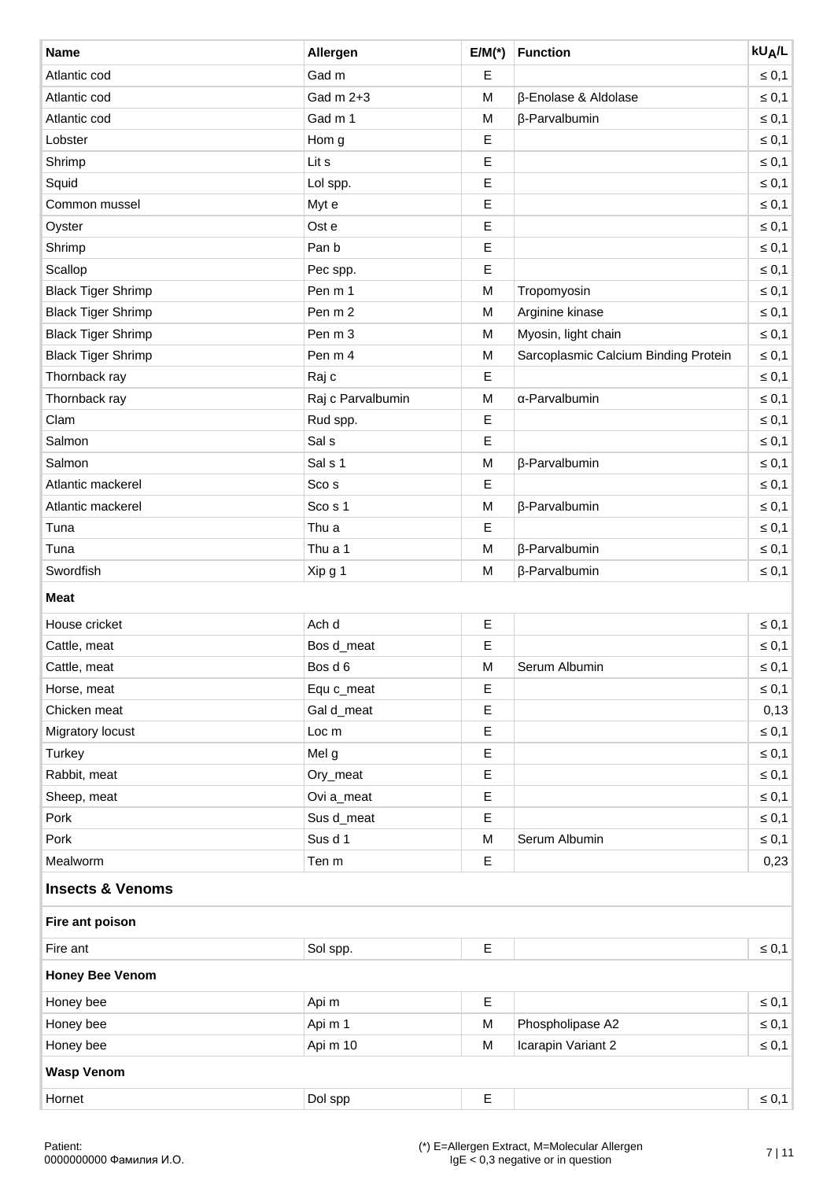| Name | Allergen | E/M(*) | Function | $kU_A/L$ |
|---|---|---|---|---|
| Atlantic cod | Gad m | E | | ≤ 0,1 |
| Atlantic cod | Gad m 2+3 | M | β-Enolase & Aldolase | ≤ 0,1 |
| Atlantic cod | Gad m 1 | M | β-Parvalbumin | ≤ 0,1 |
| Lobster | Hom g | E | | ≤ 0,1 |
| Shrimp | Lit s | E | | ≤ 0,1 |
| Squid | Lol spp. | E | | ≤ 0,1 |
| Common mussel | Myt e | E | | ≤ 0,1 |
| Oyster | Ost e | E | | ≤ 0,1 |
| Shrimp | Pan b | E | | ≤ 0,1 |
| Scallop | Pec spp. | E | | ≤ 0,1 |
| Black Tiger Shrimp | Pen m 1 | M | Tropomyosin | ≤ 0,1 |
| Black Tiger Shrimp | Pen m 2 | M | Arginine kinase | ≤ 0,1 |
| Black Tiger Shrimp | Pen m 3 | M | Myosin, light chain | ≤ 0,1 |
| Black Tiger Shrimp | Pen m 4 | M | Sarcoplasmic Calcium Binding Protein | ≤ 0,1 |
| Thornback ray | Raj c | E | | ≤ 0,1 |
| Thornback ray | Raj c Parvalbumin | M | α-Parvalbumin | ≤ 0,1 |
| Clam | Rud spp. | E | | ≤ 0,1 |
| Salmon | Sal s | E | | ≤ 0,1 |
| Salmon | Sal s 1 | M | β-Parvalbumin | ≤ 0,1 |
| Atlantic mackerel | Sco s | E | | ≤ 0,1 |
| Atlantic mackerel | Sco s 1 | M | β-Parvalbumin | ≤ 0,1 |
| Tuna | Thu a | E | | ≤ 0,1 |
| Tuna | Thu a 1 | M | β-Parvalbumin | ≤ 0,1 |
| Swordfish | Xip g 1 | M | β-Parvalbumin | ≤ 0,1 |
| **Meat** | | | | |
| House cricket | Ach d | E | | ≤ 0,1 |
| Cattle, meat | Bos d_meat | E | | ≤ 0,1 |
| Cattle, meat | Bos d 6 | M | Serum Albumin | ≤ 0,1 |
| Horse, meat | Equ c_meat | E | | ≤ 0,1 |
| Chicken meat | Gal d_meat | E | | 0,13 |
| Migratory locust | Loc m | E | | ≤ 0,1 |
| Turkey | Mel g | E | | ≤ 0,1 |
| Rabbit, meat | Ory_meat | E | | ≤ 0,1 |
| Sheep, meat | Ovi a_meat | E | | ≤ 0,1 |
| Pork | Sus d_meat | E | | ≤ 0,1 |
| Pork | Sus d 1 | M | Serum Albumin | ≤ 0,1 |
| Mealworm | Ten m | E | | 0,23 |
| **Insects & Venoms** | | | | |
| **Fire ant poison** | | | | |
| Fire ant | Sol spp. | E | | ≤ 0,1 |
| **Honey Bee Venom** | | | | |
| Honey bee | Api m | E | | ≤ 0,1 |
| Honey bee | Api m 1 | M | Phospholipase A2 | ≤ 0,1 |
| Honey bee | Api m 10 | M | Icarapin Variant 2 | ≤ 0,1 |
| **Wasp Venom** | | | | |
| Hornet | Dol spp | E | | ≤ 0,1 |

Patient:
0000000000 Фамилия И.О.

(*) E=Allergen Extract, M=Molecular Allergen
IgE < 0,3 negative or in question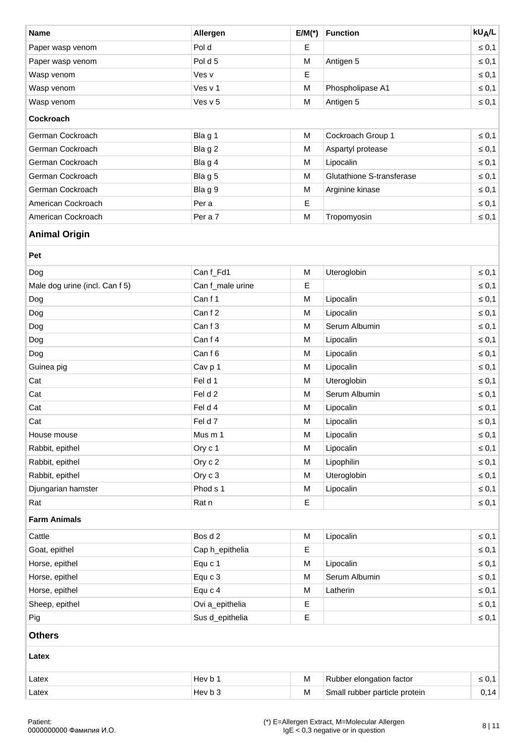| Name | Allergen | E/M(*) | Function | $kU_A/L$ |
|---|---|---|---|---|
| Paper wasp venom | Pol d | E | | ≤ 0,1 |
| Paper wasp venom | Pol d 5 | M | Antigen 5 | ≤ 0,1 |
| Wasp venom | Ves v | E | | ≤ 0,1 |
| Wasp venom | Ves v 1 | M | Phospholipase A1 | ≤ 0,1 |
| Wasp venom | Ves v 5 | M | Antigen 5 | ≤ 0,1 |
| **Cockroach** | | | | |
| German Cockroach | Bla g 1 | M | Cockroach Group 1 | ≤ 0,1 |
| German Cockroach | Bla g 2 | M | Aspartyl protease | ≤ 0,1 |
| German Cockroach | Bla g 4 | M | Lipocalin | ≤ 0,1 |
| German Cockroach | Bla g 5 | M | Glutathione S-transferase | ≤ 0,1 |
| German Cockroach | Bla g 9 | M | Arginine kinase | ≤ 0,1 |
| American Cockroach | Per a | E | | ≤ 0,1 |
| American Cockroach | Per a 7 | M | Tropomyosin | ≤ 0,1 |
| **Animal Origin** | | | | |
| **Pet** | | | | |
| Dog | Can f_Fd1 | M | Uteroglobin | ≤ 0,1 |
| Male dog urine (incl. Can f 5) | Can f_male urine | E | | ≤ 0,1 |
| Dog | Can f 1 | M | Lipocalin | ≤ 0,1 |
| Dog | Can f 2 | M | Lipocalin | ≤ 0,1 |
| Dog | Can f 3 | M | Serum Albumin | ≤ 0,1 |
| Dog | Can f 4 | M | Lipocalin | ≤ 0,1 |
| Dog | Can f 6 | M | Lipocalin | ≤ 0,1 |
| Guinea pig | Cav p 1 | M | Lipocalin | ≤ 0,1 |
| Cat | Fel d 1 | M | Uteroglobin | ≤ 0,1 |
| Cat | Fel d 2 | M | Serum Albumin | ≤ 0,1 |
| Cat | Fel d 4 | M | Lipocalin | ≤ 0,1 |
| Cat | Fel d 7 | M | Lipocalin | ≤ 0,1 |
| House mouse | Mus m 1 | M | Lipocalin | ≤ 0,1 |
| Rabbit, epithel | Ory c 1 | M | Lipocalin | ≤ 0,1 |
| Rabbit, epithel | Ory c 2 | M | Lipophilin | ≤ 0,1 |
| Rabbit, epithel | Ory c 3 | M | Uteroglobin | ≤ 0,1 |
| Djungarian hamster | Phod s 1 | M | Lipocalin | ≤ 0,1 |
| Rat | Rat n | E | | ≤ 0,1 |
| **Farm Animals** | | | | |
| Cattle | Bos d 2 | M | Lipocalin | ≤ 0,1 |
| Goat, epithel | Cap h_epithelia | E | | ≤ 0,1 |
| Horse, epithel | Equ c 1 | M | Lipocalin | ≤ 0,1 |
| Horse, epithel | Equ c 3 | M | Serum Albumin | ≤ 0,1 |
| Horse, epithel | Equ c 4 | M | Latherin | ≤ 0,1 |
| Sheep, epithel | Ovi a_epithelia | E | | ≤ 0,1 |
| Pig | Sus d_epithelia | E | | ≤ 0,1 |
| **Others** | | | | |
| **Latex** | | | | |
| Latex | Hev b 1 | M | Rubber elongation factor | ≤ 0,1 |
| Latex | Hev b 3 | M | Small rubber particle protein | 0,14 |

Patient:
0000000000 Фамилия И.О.

(*) E=Allergen Extract, M=Molecular Allergen
IgE < 0,3 negative or in question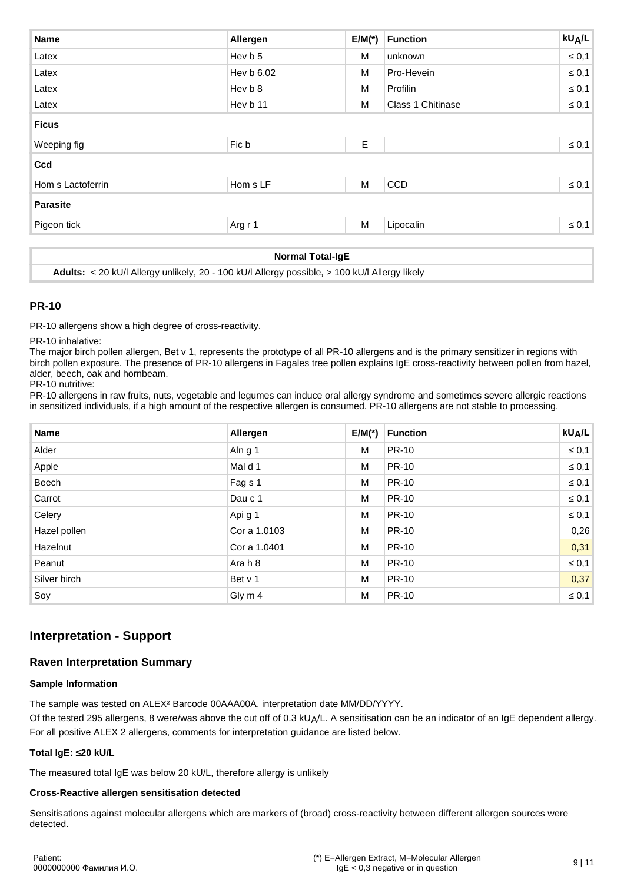| Name | Allergen | E/M(*) | Function | $kU_A/L$ |
|---|---|---|---|---|
| Latex | Hev b 5 | M | unknown | ≤ 0,1 |
| Latex | Hev b 6.02 | M | Pro-Hevein | ≤ 0,1 |
| Latex | Hev b 8 | M | Profilin | ≤ 0,1 |
| Latex | Hev b 11 | M | Class 1 Chitinase | ≤ 0,1 |
| **Ficus** | | | | |
| Weeping fig | Fic b | E | | ≤ 0,1 |
| **Ccd** | | | | |
| Hom s Lactoferrin | Hom s LF | M | CCD | ≤ 0,1 |
| **Parasite** | | | | |
| Pigeon tick | Arg r 1 | M | Lipocalin | ≤ 0,1 |

| Normal Total-IgE | |
|---|---|
| **Adults:** | < 20 kU/l Allergy unlikely, 20 - 100 kU/l Allergy possible, > 100 kU/l Allergy likely |

## PR-10

PR-10 allergens show a high degree of cross-reactivity.

PR-10 inhalative:
The major birch pollen allergen, Bet v 1, represents the prototype of all PR-10 allergens and is the primary sensitizer in regions with birch pollen exposure. The presence of PR-10 allergens in Fagales tree pollen explains IgE cross-reactivity between pollen from hazel, alder, beech, oak and hornbeam.
PR-10 nutritive:
PR-10 allergens in raw fruits, nuts, vegetable and legumes can induce oral allergy syndrome and sometimes severe allergic reactions in sensitized individuals, if a high amount of the respective allergen is consumed. PR-10 allergens are not stable to processing.

| Name | Allergen | E/M(*) | Function | $kU_A/L$ |
|---|---|---|---|---|
| Alder | Aln g 1 | M | PR-10 | ≤ 0,1 |
| Apple | Mal d 1 | M | PR-10 | ≤ 0,1 |
| Beech | Fag s 1 | M | PR-10 | ≤ 0,1 |
| Carrot | Dau c 1 | M | PR-10 | ≤ 0,1 |
| Celery | Api g 1 | M | PR-10 | ≤ 0,1 |
| Hazel pollen | Cor a 1.0103 | M | PR-10 | 0,26 |
| Hazelnut | Cor a 1.0401 | M | PR-10 | 0,31 |
| Peanut | Ara h 8 | M | PR-10 | ≤ 0,1 |
| Silver birch | Bet v 1 | M | PR-10 | 0,37 |
| Soy | Gly m 4 | M | PR-10 | ≤ 0,1 |

## Interpretation - Support

### Raven Interpretation Summary

#### Sample Information

The sample was tested on ALEX² Barcode 00AAA00A, interpretation date MM/DD/YYYY.

Of the tested 295 allergens, 8 were/was above the cut off of 0.3 $kU_A/L$. A sensitisation can be an indicator of an IgE dependent allergy.

For all positive ALEX 2 allergens, comments for interpretation guidance are listed below.

#### Total IgE: ≤20 kU/L

The measured total IgE was below 20 kU/L, therefore allergy is unlikely

#### Cross-Reactive allergen sensitisation detected

Sensitisations against molecular allergens which are markers of (broad) cross-reactivity between different allergen sources were detected.

Patient:
0000000000 Фамилия И.О.

(*) E=Allergen Extract, M=Molecular Allergen
IgE < 0,3 negative or in question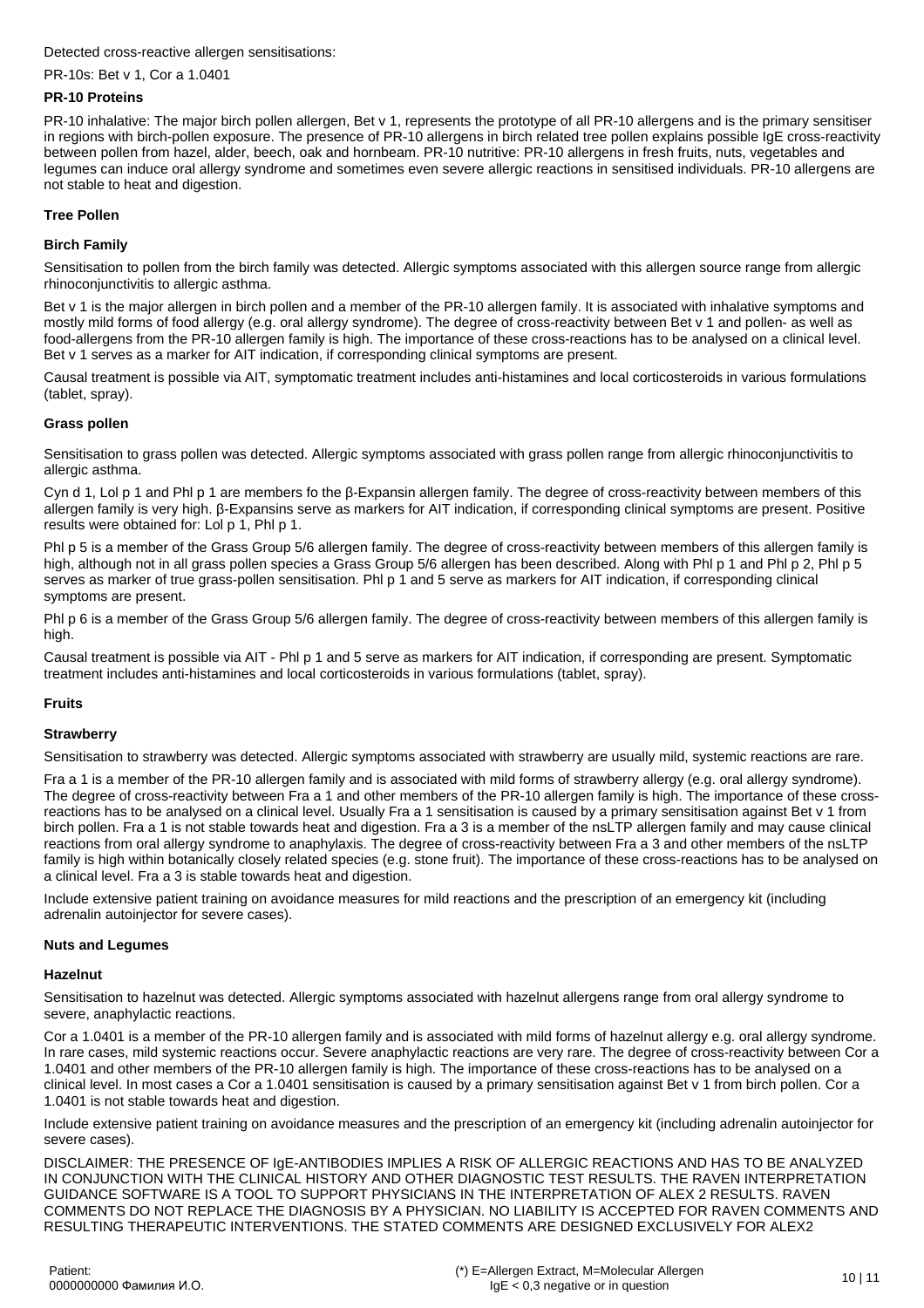Detected cross-reactive allergen sensitisations:

PR-10s: Bet v 1, Cor a 1.0401

**PR-10 Proteins**

PR-10 inhalative: The major birch pollen allergen, Bet v 1, represents the prototype of all PR-10 allergens and is the primary sensitiser in regions with birch-pollen exposure. The presence of PR-10 allergens in birch related tree pollen explains possible IgE cross-reactivity between pollen from hazel, alder, beech, oak and hornbeam. PR-10 nutritive: PR-10 allergens in fresh fruits, nuts, vegetables and legumes can induce oral allergy syndrome and sometimes even severe allergic reactions in sensitised individuals. PR-10 allergens are not stable to heat and digestion.

**Tree Pollen**

**Birch Family**

Sensitisation to pollen from the birch family was detected. Allergic symptoms associated with this allergen source range from allergic rhinoconjunctivitis to allergic asthma.

Bet v 1 is the major allergen in birch pollen and a member of the PR-10 allergen family. It is associated with inhalative symptoms and mostly mild forms of food allergy (e.g. oral allergy syndrome). The degree of cross-reactivity between Bet v 1 and pollen- as well as food-allergens from the PR-10 allergen family is high. The importance of these cross-reactions has to be analysed on a clinical level. Bet v 1 serves as a marker for AIT indication, if corresponding clinical symptoms are present.

Causal treatment is possible via AIT, symptomatic treatment includes anti-histamines and local corticosteroids in various formulations (tablet, spray).

**Grass pollen**

Sensitisation to grass pollen was detected. Allergic symptoms associated with grass pollen range from allergic rhinoconjunctivitis to allergic asthma.

Cyn d 1, Lol p 1 and Phl p 1 are members fo the β-Expansin allergen family. The degree of cross-reactivity between members of this allergen family is very high. β-Expansins serve as markers for AIT indication, if corresponding clinical symptoms are present. Positive results were obtained for: Lol p 1, Phl p 1.

Phl p 5 is a member of the Grass Group 5/6 allergen family. The degree of cross-reactivity between members of this allergen family is high, although not in all grass pollen species a Grass Group 5/6 allergen has been described. Along with Phl p 1 and Phl p 2, Phl p 5 serves as marker of true grass-pollen sensitisation. Phl p 1 and 5 serve as markers for AIT indication, if corresponding clinical symptoms are present.

Phl p 6 is a member of the Grass Group 5/6 allergen family. The degree of cross-reactivity between members of this allergen family is high.

Causal treatment is possible via AIT - Phl p 1 and 5 serve as markers for AIT indication, if corresponding are present. Symptomatic treatment includes anti-histamines and local corticosteroids in various formulations (tablet, spray).

**Fruits**

**Strawberry**

Sensitisation to strawberry was detected. Allergic symptoms associated with strawberry are usually mild, systemic reactions are rare.

Fra a 1 is a member of the PR-10 allergen family and is associated with mild forms of strawberry allergy (e.g. oral allergy syndrome). The degree of cross-reactivity between Fra a 1 and other members of the PR-10 allergen family is high. The importance of these cross-reactions has to be analysed on a clinical level. Usually Fra a 1 sensitisation is caused by a primary sensitisation against Bet v 1 from birch pollen. Fra a 1 is not stable towards heat and digestion. Fra a 3 is a member of the nsLTP allergen family and may cause clinical reactions from oral allergy syndrome to anaphylaxis. The degree of cross-reactivity between Fra a 3 and other members of the nsLTP family is high within botanically closely related species (e.g. stone fruit). The importance of these cross-reactions has to be analysed on a clinical level. Fra a 3 is stable towards heat and digestion.

Include extensive patient training on avoidance measures for mild reactions and the prescription of an emergency kit (including adrenalin autoinjector for severe cases).

**Nuts and Legumes**

**Hazelnut**

Sensitisation to hazelnut was detected. Allergic symptoms associated with hazelnut allergens range from oral allergy syndrome to severe, anaphylactic reactions.

Cor a 1.0401 is a member of the PR-10 allergen family and is associated with mild forms of hazelnut allergy e.g. oral allergy syndrome. In rare cases, mild systemic reactions occur. Severe anaphylactic reactions are very rare. The degree of cross-reactivity between Cor a 1.0401 and other members of the PR-10 allergen family is high. The importance of these cross-reactions has to be analysed on a clinical level. In most cases a Cor a 1.0401 sensitisation is caused by a primary sensitisation against Bet v 1 from birch pollen. Cor a 1.0401 is not stable towards heat and digestion.

Include extensive patient training on avoidance measures and the prescription of an emergency kit (including adrenalin autoinjector for severe cases).

DISCLAIMER: THE PRESENCE OF IgE-ANTIBODIES IMPLIES A RISK OF ALLERGIC REACTIONS AND HAS TO BE ANALYZED IN CONJUNCTION WITH THE CLINICAL HISTORY AND OTHER DIAGNOSTIC TEST RESULTS. THE RAVEN INTERPRETATION GUIDANCE SOFTWARE IS A TOOL TO SUPPORT PHYSICIANS IN THE INTERPRETATION OF ALEX 2 RESULTS. RAVEN COMMENTS DO NOT REPLACE THE DIAGNOSIS BY A PHYSICIAN. NO LIABILITY IS ACCEPTED FOR RAVEN COMMENTS AND RESULTING THERAPEUTIC INTERVENTIONS. THE STATED COMMENTS ARE DESIGNED EXCLUSIVELY FOR ALEX2

Patient:
0000000000 Фамилия И.О.

(*) E=Allergen Extract, M=Molecular Allergen
IgE < 0,3 negative or in question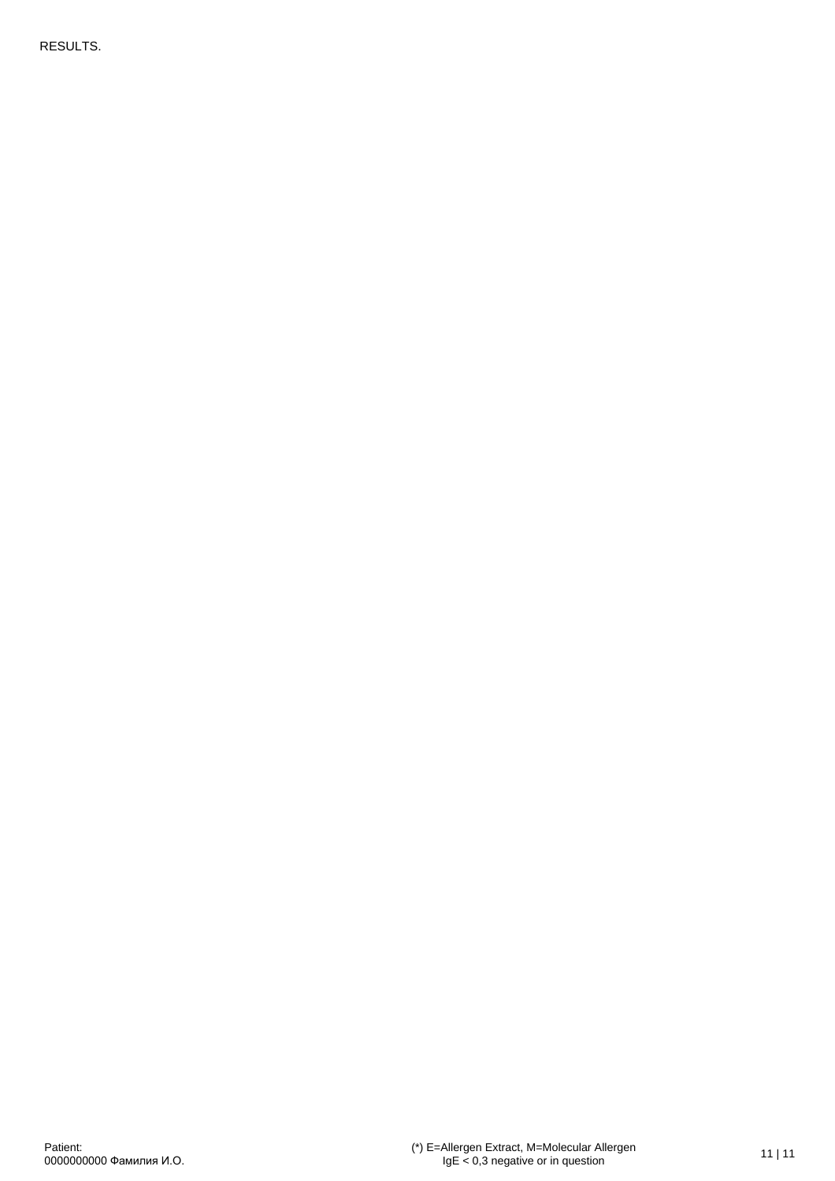RESULTS.